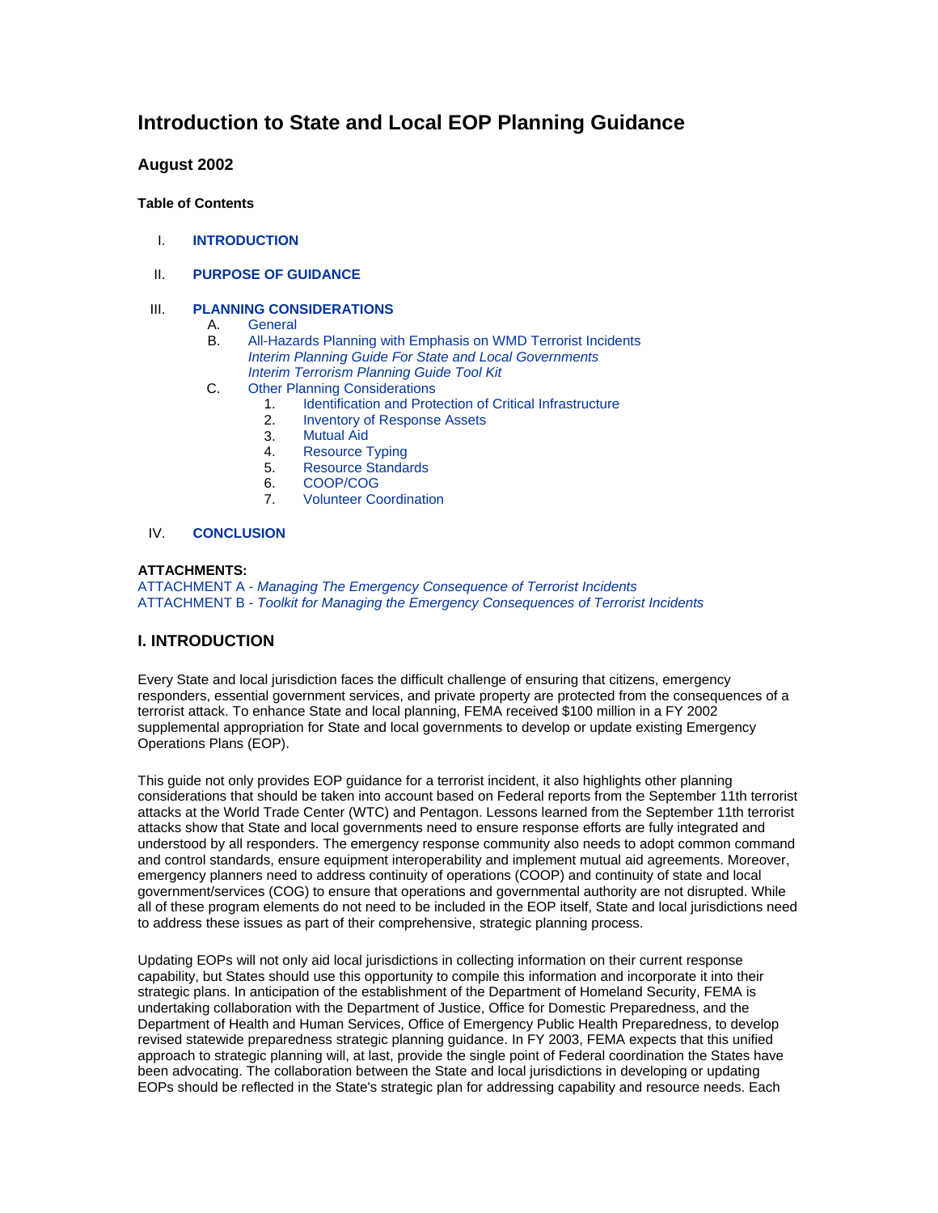# Introduction to State and Local EOP Planning Guidance

## August 2002

**Table of Contents**

- I. **INTRODUCTION**
- II. **PURPOSE OF GUIDANCE**
- III. **PLANNING CONSIDERATIONS**
  - A. General
  - B. All-Hazards Planning with Emphasis on WMD Terrorist Incidents
    - *Interim Planning Guide For State and Local Governments*
    - *Interim Terrorism Planning Guide Tool Kit*
  - C. Other Planning Considerations
    1. Identification and Protection of Critical Infrastructure
    2. Inventory of Response Assets
    3. Mutual Aid
    4. Resource Typing
    5. Resource Standards
    6. COOP/COG
    7. Volunteer Coordination
- IV. **CONCLUSION**

**ATTACHMENTS:**

ATTACHMENT A - *Managing The Emergency Consequence of Terrorist Incidents*
ATTACHMENT B - *Toolkit for Managing the Emergency Consequences of Terrorist Incidents*

## I. INTRODUCTION

Every State and local jurisdiction faces the difficult challenge of ensuring that citizens, emergency responders, essential government services, and private property are protected from the consequences of a terrorist attack. To enhance State and local planning, FEMA received $100 million in a FY 2002 supplemental appropriation for State and local governments to develop or update existing Emergency Operations Plans (EOP).

This guide not only provides EOP guidance for a terrorist incident, it also highlights other planning considerations that should be taken into account based on Federal reports from the September 11th terrorist attacks at the World Trade Center (WTC) and Pentagon. Lessons learned from the September 11th terrorist attacks show that State and local governments need to ensure response efforts are fully integrated and understood by all responders. The emergency response community also needs to adopt common command and control standards, ensure equipment interoperability and implement mutual aid agreements. Moreover, emergency planners need to address continuity of operations (COOP) and continuity of state and local government/services (COG) to ensure that operations and governmental authority are not disrupted. While all of these program elements do not need to be included in the EOP itself, State and local jurisdictions need to address these issues as part of their comprehensive, strategic planning process.

Updating EOPs will not only aid local jurisdictions in collecting information on their current response capability, but States should use this opportunity to compile this information and incorporate it into their strategic plans. In anticipation of the establishment of the Department of Homeland Security, FEMA is undertaking collaboration with the Department of Justice, Office for Domestic Preparedness, and the Department of Health and Human Services, Office of Emergency Public Health Preparedness, to develop revised statewide preparedness strategic planning guidance. In FY 2003, FEMA expects that this unified approach to strategic planning will, at last, provide the single point of Federal coordination the States have been advocating. The collaboration between the State and local jurisdictions in developing or updating EOPs should be reflected in the State's strategic plan for addressing capability and resource needs. Each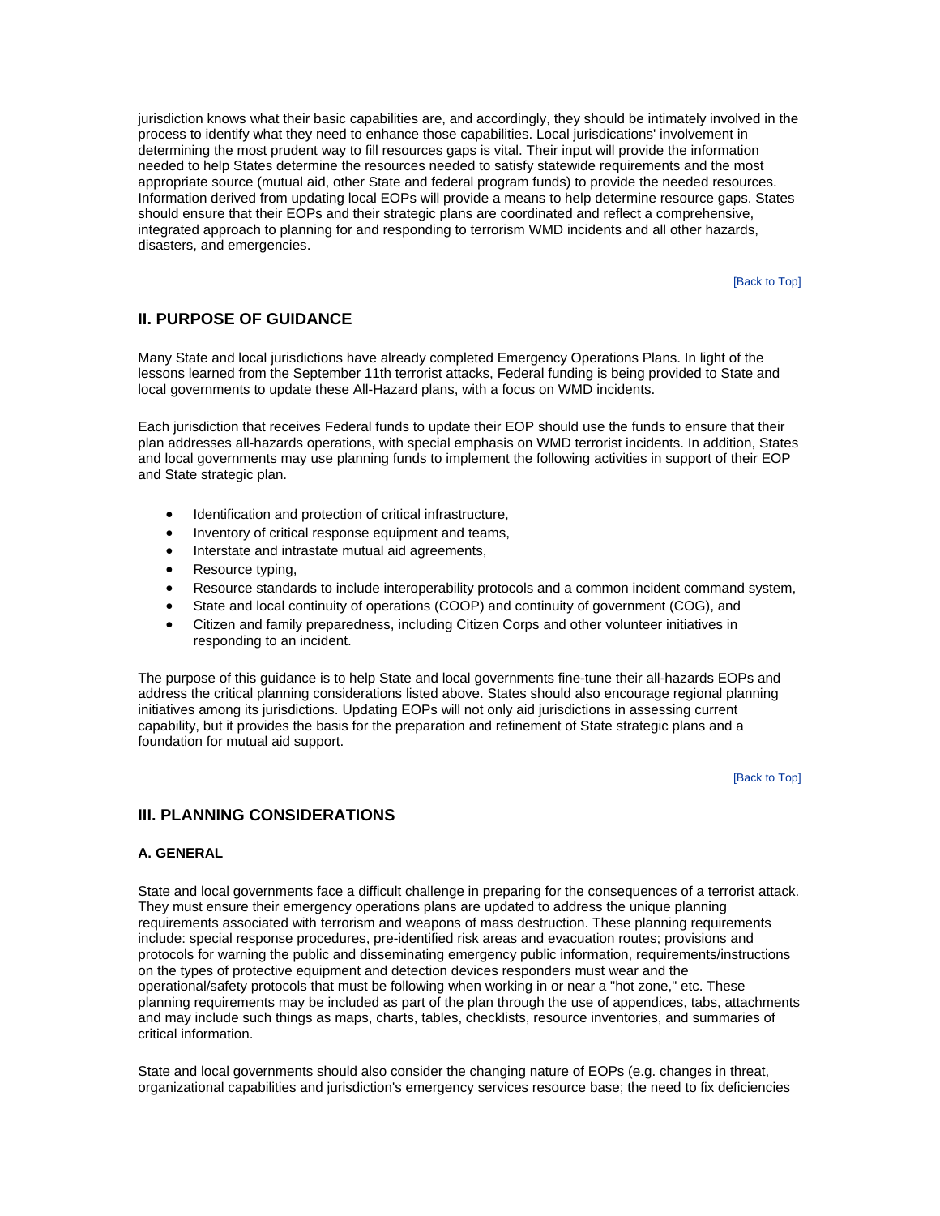jurisdiction knows what their basic capabilities are, and accordingly, they should be intimately involved in the process to identify what they need to enhance those capabilities. Local jurisdictions' involvement in determining the most prudent way to fill resources gaps is vital. Their input will provide the information needed to help States determine the resources needed to satisfy statewide requirements and the most appropriate source (mutual aid, other State and federal program funds) to provide the needed resources. Information derived from updating local EOPs will provide a means to help determine resource gaps. States should ensure that their EOPs and their strategic plans are coordinated and reflect a comprehensive, integrated approach to planning for and responding to terrorism WMD incidents and all other hazards, disasters, and emergencies.

[Back to Top]

## II. PURPOSE OF GUIDANCE

Many State and local jurisdictions have already completed Emergency Operations Plans. In light of the lessons learned from the September 11th terrorist attacks, Federal funding is being provided to State and local governments to update these All-Hazard plans, with a focus on WMD incidents.

Each jurisdiction that receives Federal funds to update their EOP should use the funds to ensure that their plan addresses all-hazards operations, with special emphasis on WMD terrorist incidents. In addition, States and local governments may use planning funds to implement the following activities in support of their EOP and State strategic plan.

- Identification and protection of critical infrastructure,
- Inventory of critical response equipment and teams,
- Interstate and intrastate mutual aid agreements,
- Resource typing,
- Resource standards to include interoperability protocols and a common incident command system,
- State and local continuity of operations (COOP) and continuity of government (COG), and
- Citizen and family preparedness, including Citizen Corps and other volunteer initiatives in responding to an incident.

The purpose of this guidance is to help State and local governments fine-tune their all-hazards EOPs and address the critical planning considerations listed above. States should also encourage regional planning initiatives among its jurisdictions. Updating EOPs will not only aid jurisdictions in assessing current capability, but it provides the basis for the preparation and refinement of State strategic plans and a foundation for mutual aid support.

[Back to Top]

## III. PLANNING CONSIDERATIONS

### A. GENERAL

State and local governments face a difficult challenge in preparing for the consequences of a terrorist attack. They must ensure their emergency operations plans are updated to address the unique planning requirements associated with terrorism and weapons of mass destruction. These planning requirements include: special response procedures, pre-identified risk areas and evacuation routes; provisions and protocols for warning the public and disseminating emergency public information, requirements/instructions on the types of protective equipment and detection devices responders must wear and the operational/safety protocols that must be following when working in or near a "hot zone," etc. These planning requirements may be included as part of the plan through the use of appendices, tabs, attachments and may include such things as maps, charts, tables, checklists, resource inventories, and summaries of critical information.

State and local governments should also consider the changing nature of EOPs (e.g. changes in threat, organizational capabilities and jurisdiction's emergency services resource base; the need to fix deficiencies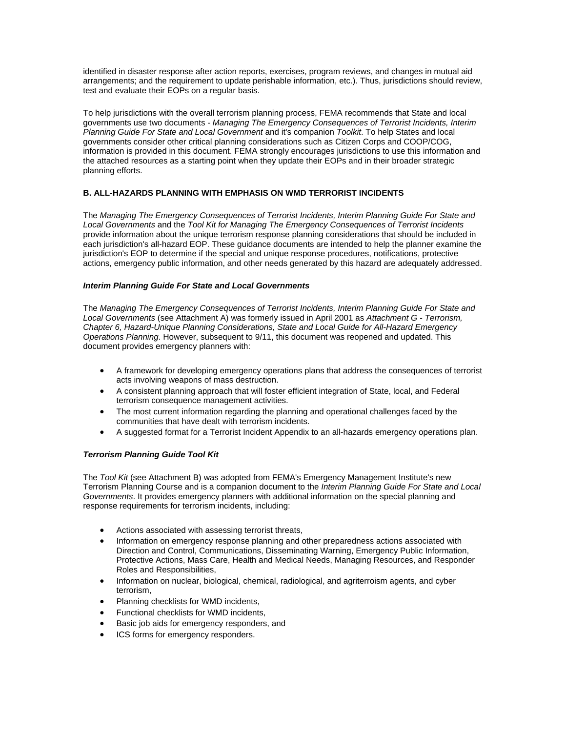identified in disaster response after action reports, exercises, program reviews, and changes in mutual aid arrangements; and the requirement to update perishable information, etc.). Thus, jurisdictions should review, test and evaluate their EOPs on a regular basis.

To help jurisdictions with the overall terrorism planning process, FEMA recommends that State and local governments use two documents - *Managing The Emergency Consequences of Terrorist Incidents, Interim Planning Guide For State and Local Government* and it's companion *Toolkit*. To help States and local governments consider other critical planning considerations such as Citizen Corps and COOP/COG, information is provided in this document. FEMA strongly encourages jurisdictions to use this information and the attached resources as a starting point when they update their EOPs and in their broader strategic planning efforts.

### B. ALL-HAZARDS PLANNING WITH EMPHASIS ON WMD TERRORIST INCIDENTS

The *Managing The Emergency Consequences of Terrorist Incidents, Interim Planning Guide For State and Local Governments* and the *Tool Kit for Managing The Emergency Consequences of Terrorist Incidents* provide information about the unique terrorism response planning considerations that should be included in each jurisdiction's all-hazard EOP. These guidance documents are intended to help the planner examine the jurisdiction's EOP to determine if the special and unique response procedures, notifications, protective actions, emergency public information, and other needs generated by this hazard are adequately addressed.

#### *Interim Planning Guide For State and Local Governments*

The *Managing The Emergency Consequences of Terrorist Incidents, Interim Planning Guide For State and Local Governments* (see Attachment A) was formerly issued in April 2001 as *Attachment G - Terrorism, Chapter 6, Hazard-Unique Planning Considerations, State and Local Guide for All-Hazard Emergency Operations Planning*. However, subsequent to 9/11, this document was reopened and updated. This document provides emergency planners with:

- A framework for developing emergency operations plans that address the consequences of terrorist acts involving weapons of mass destruction.
- A consistent planning approach that will foster efficient integration of State, local, and Federal terrorism consequence management activities.
- The most current information regarding the planning and operational challenges faced by the communities that have dealt with terrorism incidents.
- A suggested format for a Terrorist Incident Appendix to an all-hazards emergency operations plan.

#### *Terrorism Planning Guide Tool Kit*

The *Tool Kit* (see Attachment B) was adopted from FEMA's Emergency Management Institute's new Terrorism Planning Course and is a companion document to the *Interim Planning Guide For State and Local Governments*. It provides emergency planners with additional information on the special planning and response requirements for terrorism incidents, including:

- Actions associated with assessing terrorist threats,
- Information on emergency response planning and other preparedness actions associated with Direction and Control, Communications, Disseminating Warning, Emergency Public Information, Protective Actions, Mass Care, Health and Medical Needs, Managing Resources, and Responder Roles and Responsibilities,
- Information on nuclear, biological, chemical, radiological, and agriterroism agents, and cyber terrorism,
- Planning checklists for WMD incidents,
- Functional checklists for WMD incidents,
- Basic job aids for emergency responders, and
- ICS forms for emergency responders.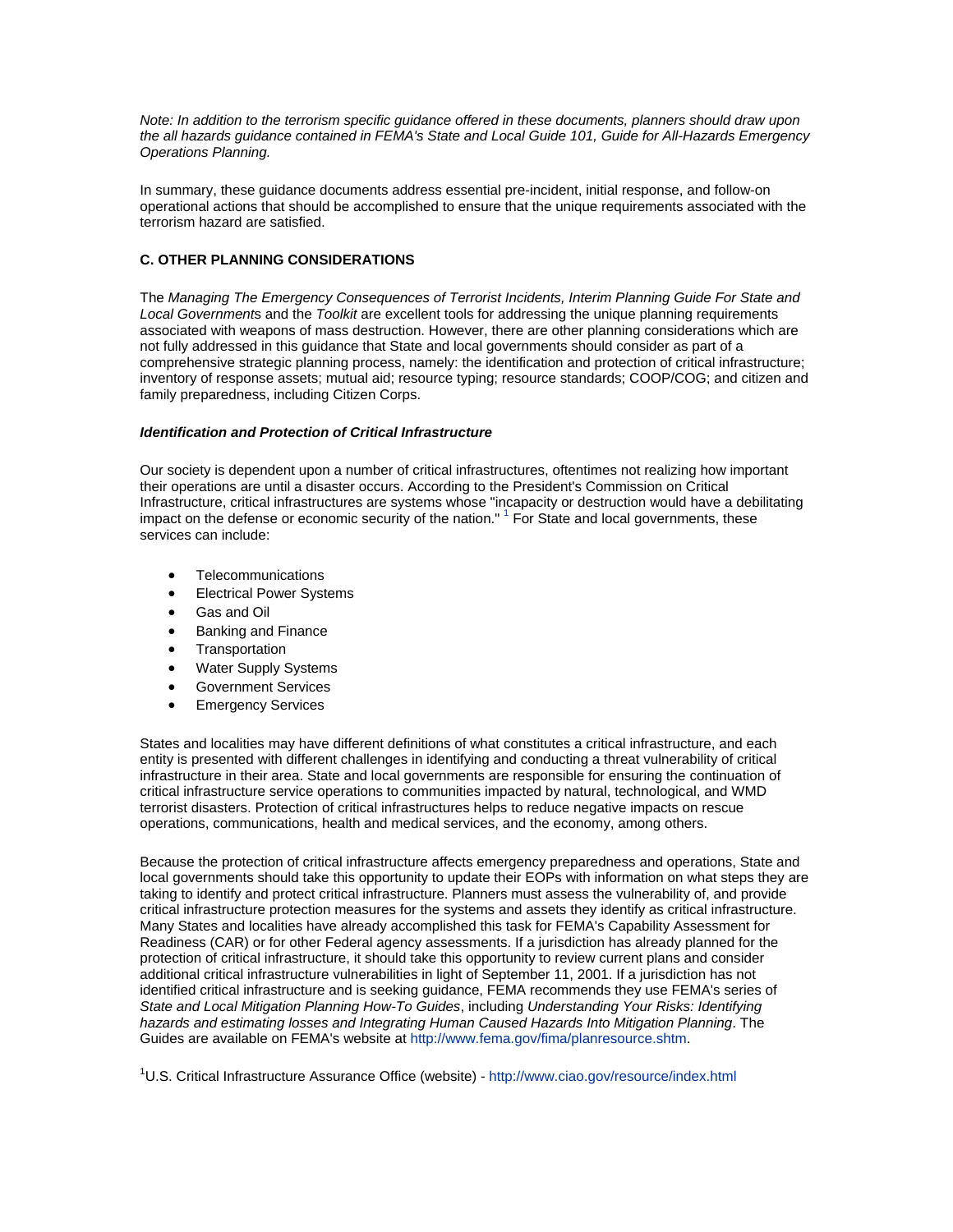*Note: In addition to the terrorism specific guidance offered in these documents, planners should draw upon the all hazards guidance contained in FEMA's State and Local Guide 101, Guide for All-Hazards Emergency Operations Planning.*

In summary, these guidance documents address essential pre-incident, initial response, and follow-on operational actions that should be accomplished to ensure that the unique requirements associated with the terrorism hazard are satisfied.

### C. OTHER PLANNING CONSIDERATIONS

The *Managing The Emergency Consequences of Terrorist Incidents, Interim Planning Guide For State and Local Government*s and the *Toolkit* are excellent tools for addressing the unique planning requirements associated with weapons of mass destruction. However, there are other planning considerations which are not fully addressed in this guidance that State and local governments should consider as part of a comprehensive strategic planning process, namely: the identification and protection of critical infrastructure; inventory of response assets; mutual aid; resource typing; resource standards; COOP/COG; and citizen and family preparedness, including Citizen Corps.

#### *Identification and Protection of Critical Infrastructure*

Our society is dependent upon a number of critical infrastructures, oftentimes not realizing how important their operations are until a disaster occurs. According to the President's Commission on Critical Infrastructure, critical infrastructures are systems whose "incapacity or destruction would have a debilitating impact on the defense or economic security of the nation." [1] For State and local governments, these services can include:

- Telecommunications
- Electrical Power Systems
- Gas and Oil
- Banking and Finance
- Transportation
- Water Supply Systems
- Government Services
- Emergency Services

States and localities may have different definitions of what constitutes a critical infrastructure, and each entity is presented with different challenges in identifying and conducting a threat vulnerability of critical infrastructure in their area. State and local governments are responsible for ensuring the continuation of critical infrastructure service operations to communities impacted by natural, technological, and WMD terrorist disasters. Protection of critical infrastructures helps to reduce negative impacts on rescue operations, communications, health and medical services, and the economy, among others.

Because the protection of critical infrastructure affects emergency preparedness and operations, State and local governments should take this opportunity to update their EOPs with information on what steps they are taking to identify and protect critical infrastructure. Planners must assess the vulnerability of, and provide critical infrastructure protection measures for the systems and assets they identify as critical infrastructure. Many States and localities have already accomplished this task for FEMA's Capability Assessment for Readiness (CAR) or for other Federal agency assessments. If a jurisdiction has already planned for the protection of critical infrastructure, it should take this opportunity to review current plans and consider additional critical infrastructure vulnerabilities in light of September 11, 2001. If a jurisdiction has not identified critical infrastructure and is seeking guidance, FEMA recommends they use FEMA's series of *State and Local Mitigation Planning How-To Guides*, including *Understanding Your Risks: Identifying hazards and estimating losses and Integrating Human Caused Hazards Into Mitigation Planning*. The Guides are available on FEMA's website at http://www.fema.gov/fima/planresource.shtm.

[1]U.S. Critical Infrastructure Assurance Office (website) - http://www.ciao.gov/resource/index.html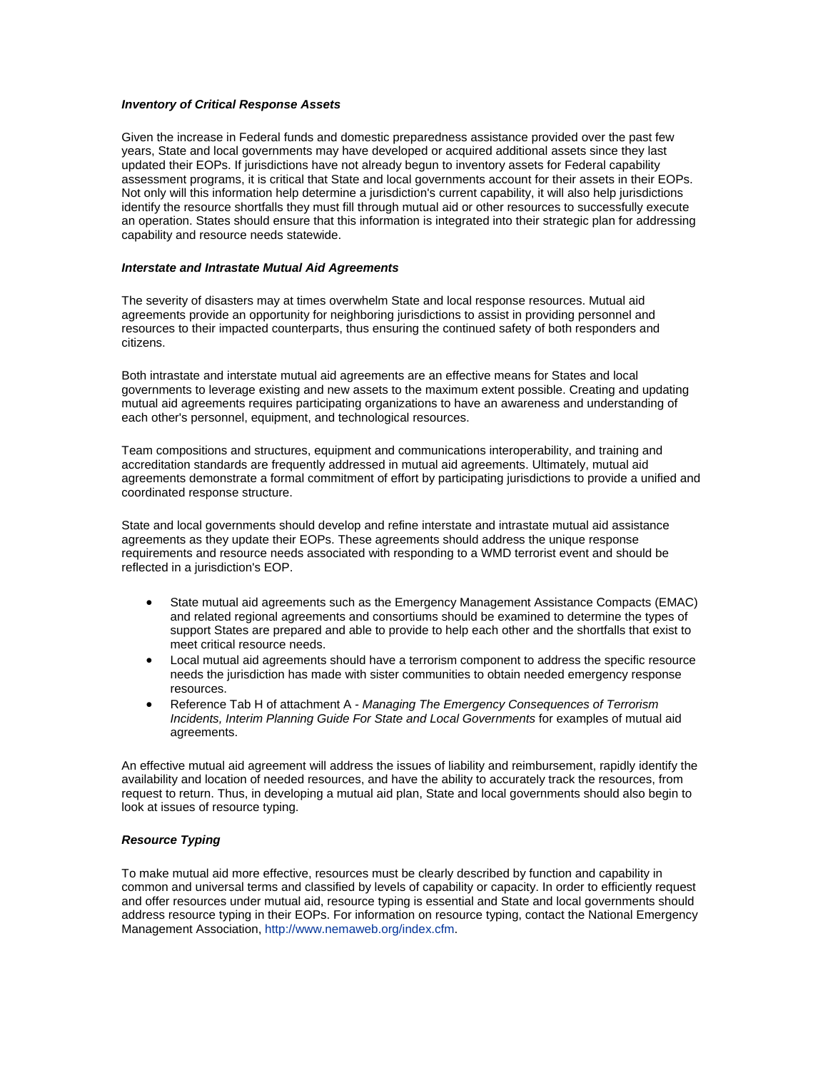***Inventory of Critical Response Assets***

Given the increase in Federal funds and domestic preparedness assistance provided over the past few years, State and local governments may have developed or acquired additional assets since they last updated their EOPs. If jurisdictions have not already begun to inventory assets for Federal capability assessment programs, it is critical that State and local governments account for their assets in their EOPs. Not only will this information help determine a jurisdiction's current capability, it will also help jurisdictions identify the resource shortfalls they must fill through mutual aid or other resources to successfully execute an operation. States should ensure that this information is integrated into their strategic plan for addressing capability and resource needs statewide.

***Interstate and Intrastate Mutual Aid Agreements***

The severity of disasters may at times overwhelm State and local response resources. Mutual aid agreements provide an opportunity for neighboring jurisdictions to assist in providing personnel and resources to their impacted counterparts, thus ensuring the continued safety of both responders and citizens.

Both intrastate and interstate mutual aid agreements are an effective means for States and local governments to leverage existing and new assets to the maximum extent possible. Creating and updating mutual aid agreements requires participating organizations to have an awareness and understanding of each other's personnel, equipment, and technological resources.

Team compositions and structures, equipment and communications interoperability, and training and accreditation standards are frequently addressed in mutual aid agreements. Ultimately, mutual aid agreements demonstrate a formal commitment of effort by participating jurisdictions to provide a unified and coordinated response structure.

State and local governments should develop and refine interstate and intrastate mutual aid assistance agreements as they update their EOPs. These agreements should address the unique response requirements and resource needs associated with responding to a WMD terrorist event and should be reflected in a jurisdiction's EOP.

- State mutual aid agreements such as the Emergency Management Assistance Compacts (EMAC) and related regional agreements and consortiums should be examined to determine the types of support States are prepared and able to provide to help each other and the shortfalls that exist to meet critical resource needs.
- Local mutual aid agreements should have a terrorism component to address the specific resource needs the jurisdiction has made with sister communities to obtain needed emergency response resources.
- Reference Tab H of attachment A - *Managing The Emergency Consequences of Terrorism Incidents, Interim Planning Guide For State and Local Governments* for examples of mutual aid agreements.

An effective mutual aid agreement will address the issues of liability and reimbursement, rapidly identify the availability and location of needed resources, and have the ability to accurately track the resources, from request to return. Thus, in developing a mutual aid plan, State and local governments should also begin to look at issues of resource typing.

***Resource Typing***

To make mutual aid more effective, resources must be clearly described by function and capability in common and universal terms and classified by levels of capability or capacity. In order to efficiently request and offer resources under mutual aid, resource typing is essential and State and local governments should address resource typing in their EOPs. For information on resource typing, contact the National Emergency Management Association, http://www.nemaweb.org/index.cfm.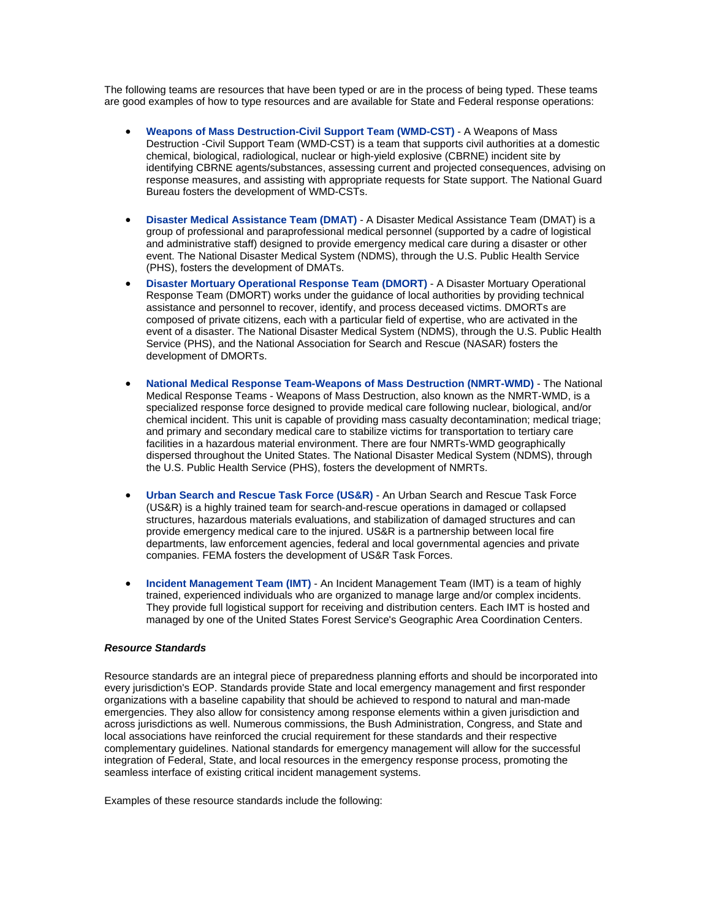The following teams are resources that have been typed or are in the process of being typed. These teams are good examples of how to type resources and are available for State and Federal response operations:

- **Weapons of Mass Destruction-Civil Support Team (WMD-CST)** - A Weapons of Mass Destruction -Civil Support Team (WMD-CST) is a team that supports civil authorities at a domestic chemical, biological, radiological, nuclear or high-yield explosive (CBRNE) incident site by identifying CBRNE agents/substances, assessing current and projected consequences, advising on response measures, and assisting with appropriate requests for State support. The National Guard Bureau fosters the development of WMD-CSTs.
- **Disaster Medical Assistance Team (DMAT)** - A Disaster Medical Assistance Team (DMAT) is a group of professional and paraprofessional medical personnel (supported by a cadre of logistical and administrative staff) designed to provide emergency medical care during a disaster or other event. The National Disaster Medical System (NDMS), through the U.S. Public Health Service (PHS), fosters the development of DMATs.
- **Disaster Mortuary Operational Response Team (DMORT)** - A Disaster Mortuary Operational Response Team (DMORT) works under the guidance of local authorities by providing technical assistance and personnel to recover, identify, and process deceased victims. DMORTs are composed of private citizens, each with a particular field of expertise, who are activated in the event of a disaster. The National Disaster Medical System (NDMS), through the U.S. Public Health Service (PHS), and the National Association for Search and Rescue (NASAR) fosters the development of DMORTs.
- **National Medical Response Team-Weapons of Mass Destruction (NMRT-WMD)** - The National Medical Response Teams - Weapons of Mass Destruction, also known as the NMRT-WMD, is a specialized response force designed to provide medical care following nuclear, biological, and/or chemical incident. This unit is capable of providing mass casualty decontamination; medical triage; and primary and secondary medical care to stabilize victims for transportation to tertiary care facilities in a hazardous material environment. There are four NMRTs-WMD geographically dispersed throughout the United States. The National Disaster Medical System (NDMS), through the U.S. Public Health Service (PHS), fosters the development of NMRTs.
- **Urban Search and Rescue Task Force (US&R)** - An Urban Search and Rescue Task Force (US&R) is a highly trained team for search-and-rescue operations in damaged or collapsed structures, hazardous materials evaluations, and stabilization of damaged structures and can provide emergency medical care to the injured. US&R is a partnership between local fire departments, law enforcement agencies, federal and local governmental agencies and private companies. FEMA fosters the development of US&R Task Forces.
- **Incident Management Team (IMT)** - An Incident Management Team (IMT) is a team of highly trained, experienced individuals who are organized to manage large and/or complex incidents. They provide full logistical support for receiving and distribution centers. Each IMT is hosted and managed by one of the United States Forest Service's Geographic Area Coordination Centers.

***Resource Standards***

Resource standards are an integral piece of preparedness planning efforts and should be incorporated into every jurisdiction's EOP. Standards provide State and local emergency management and first responder organizations with a baseline capability that should be achieved to respond to natural and man-made emergencies. They also allow for consistency among response elements within a given jurisdiction and across jurisdictions as well. Numerous commissions, the Bush Administration, Congress, and State and local associations have reinforced the crucial requirement for these standards and their respective complementary guidelines. National standards for emergency management will allow for the successful integration of Federal, State, and local resources in the emergency response process, promoting the seamless interface of existing critical incident management systems.

Examples of these resource standards include the following: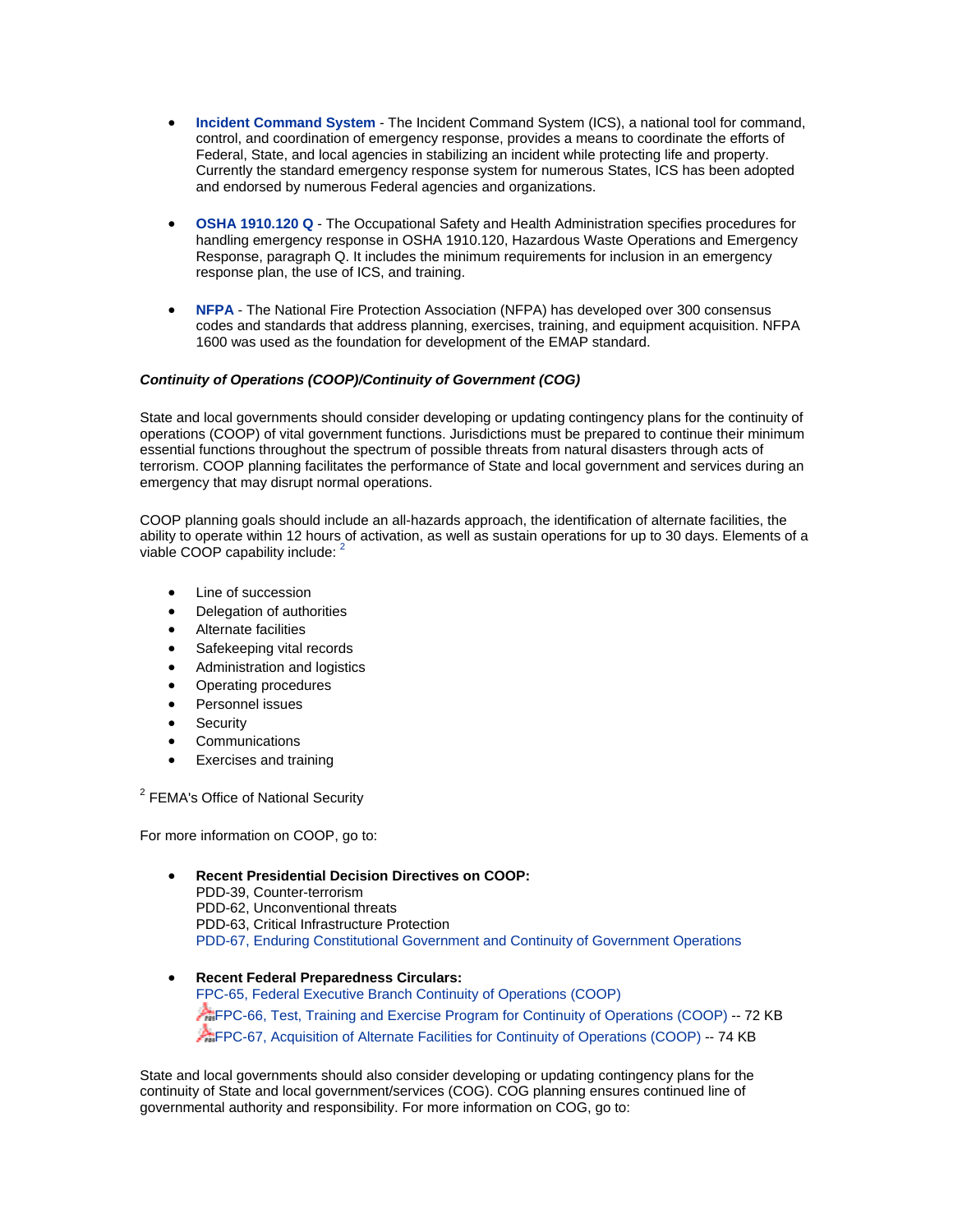- **Incident Command System** - The Incident Command System (ICS), a national tool for command, control, and coordination of emergency response, provides a means to coordinate the efforts of Federal, State, and local agencies in stabilizing an incident while protecting life and property. Currently the standard emergency response system for numerous States, ICS has been adopted and endorsed by numerous Federal agencies and organizations.

- **OSHA 1910.120 Q** - The Occupational Safety and Health Administration specifies procedures for handling emergency response in OSHA 1910.120, Hazardous Waste Operations and Emergency Response, paragraph Q. It includes the minimum requirements for inclusion in an emergency response plan, the use of ICS, and training.

- **NFPA** - The National Fire Protection Association (NFPA) has developed over 300 consensus codes and standards that address planning, exercises, training, and equipment acquisition. NFPA 1600 was used as the foundation for development of the EMAP standard.

***Continuity of Operations (COOP)/Continuity of Government (COG)***

State and local governments should consider developing or updating contingency plans for the continuity of operations (COOP) of vital government functions. Jurisdictions must be prepared to continue their minimum essential functions throughout the spectrum of possible threats from natural disasters through acts of terrorism. COOP planning facilitates the performance of State and local government and services during an emergency that may disrupt normal operations.

COOP planning goals should include an all-hazards approach, the identification of alternate facilities, the ability to operate within 12 hours of activation, as well as sustain operations for up to 30 days. Elements of a viable COOP capability include: [2]

- Line of succession
- Delegation of authorities
- Alternate facilities
- Safekeeping vital records
- Administration and logistics
- Operating procedures
- Personnel issues
- Security
- Communications
- Exercises and training

[2] FEMA's Office of National Security

For more information on COOP, go to:

- **Recent Presidential Decision Directives on COOP:**
  PDD-39, Counter-terrorism
  PDD-62, Unconventional threats
  PDD-63, Critical Infrastructure Protection
  PDD-67, Enduring Constitutional Government and Continuity of Government Operations

- **Recent Federal Preparedness Circulars:**
  FPC-65, Federal Executive Branch Continuity of Operations (COOP)
  FPC-66, Test, Training and Exercise Program for Continuity of Operations (COOP) -- 72 KB
  FPC-67, Acquisition of Alternate Facilities for Continuity of Operations (COOP) -- 74 KB

State and local governments should also consider developing or updating contingency plans for the continuity of State and local government/services (COG). COG planning ensures continued line of governmental authority and responsibility. For more information on COG, go to: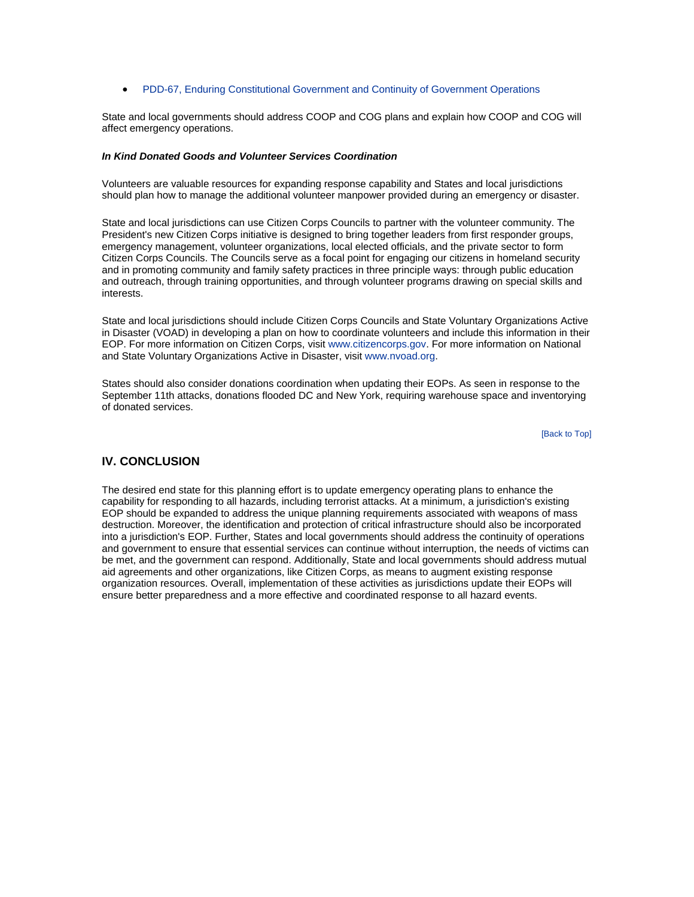- PDD-67, Enduring Constitutional Government and Continuity of Government Operations

State and local governments should address COOP and COG plans and explain how COOP and COG will affect emergency operations.

***In Kind Donated Goods and Volunteer Services Coordination***

Volunteers are valuable resources for expanding response capability and States and local jurisdictions should plan how to manage the additional volunteer manpower provided during an emergency or disaster.

State and local jurisdictions can use Citizen Corps Councils to partner with the volunteer community. The President's new Citizen Corps initiative is designed to bring together leaders from first responder groups, emergency management, volunteer organizations, local elected officials, and the private sector to form Citizen Corps Councils. The Councils serve as a focal point for engaging our citizens in homeland security and in promoting community and family safety practices in three principle ways: through public education and outreach, through training opportunities, and through volunteer programs drawing on special skills and interests.

State and local jurisdictions should include Citizen Corps Councils and State Voluntary Organizations Active in Disaster (VOAD) in developing a plan on how to coordinate volunteers and include this information in their EOP. For more information on Citizen Corps, visit www.citizencorps.gov. For more information on National and State Voluntary Organizations Active in Disaster, visit www.nvoad.org.

States should also consider donations coordination when updating their EOPs. As seen in response to the September 11th attacks, donations flooded DC and New York, requiring warehouse space and inventorying of donated services.

[Back to Top]

## IV. CONCLUSION

The desired end state for this planning effort is to update emergency operating plans to enhance the capability for responding to all hazards, including terrorist attacks. At a minimum, a jurisdiction's existing EOP should be expanded to address the unique planning requirements associated with weapons of mass destruction. Moreover, the identification and protection of critical infrastructure should also be incorporated into a jurisdiction's EOP. Further, States and local governments should address the continuity of operations and government to ensure that essential services can continue without interruption, the needs of victims can be met, and the government can respond. Additionally, State and local governments should address mutual aid agreements and other organizations, like Citizen Corps, as means to augment existing response organization resources. Overall, implementation of these activities as jurisdictions update their EOPs will ensure better preparedness and a more effective and coordinated response to all hazard events.